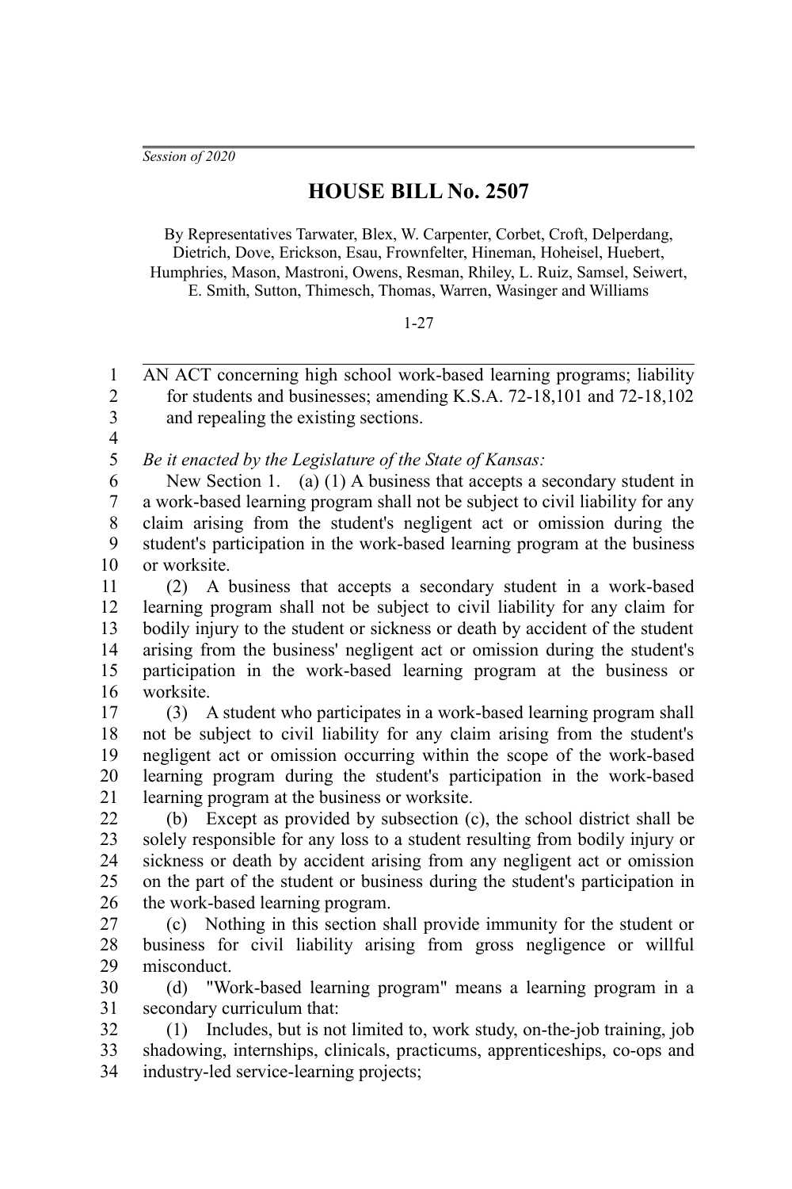*Session of 2020*

# HOUSE BILL No. 2507

By Representatives Tarwater, Blex, W. Carpenter, Corbet, Croft, Delperdang, Dietrich, Dove, Erickson, Esau, Frownfelter, Hineman, Hoheisel, Huebert, Humphries, Mason, Mastroni, Owens, Resman, Rhiley, L. Ruiz, Samsel, Seiwert, E. Smith, Sutton, Thimesch, Thomas, Warren, Wasinger and Williams

1-27

AN ACT concerning high school work-based learning programs; liability for students and businesses; amending K.S.A. 72-18,101 and 72-18,102 and repealing the existing sections.

*Be it enacted by the Legislature of the State of Kansas:*

New Section 1. (a) (1) A business that accepts a secondary student in a work-based learning program shall not be subject to civil liability for any claim arising from the student's negligent act or omission during the student's participation in the work-based learning program at the business or worksite.

(2) A business that accepts a secondary student in a work-based learning program shall not be subject to civil liability for any claim for bodily injury to the student or sickness or death by accident of the student arising from the business' negligent act or omission during the student's participation in the work-based learning program at the business or worksite.

(3) A student who participates in a work-based learning program shall not be subject to civil liability for any claim arising from the student's negligent act or omission occurring within the scope of the work-based learning program during the student's participation in the work-based learning program at the business or worksite.

(b) Except as provided by subsection (c), the school district shall be solely responsible for any loss to a student resulting from bodily injury or sickness or death by accident arising from any negligent act or omission on the part of the student or business during the student's participation in the work-based learning program.

(c) Nothing in this section shall provide immunity for the student or business for civil liability arising from gross negligence or willful misconduct.

(d) "Work-based learning program" means a learning program in a secondary curriculum that:

(1) Includes, but is not limited to, work study, on-the-job training, job shadowing, internships, clinicals, practicums, apprenticeships, co-ops and industry-led service-learning projects;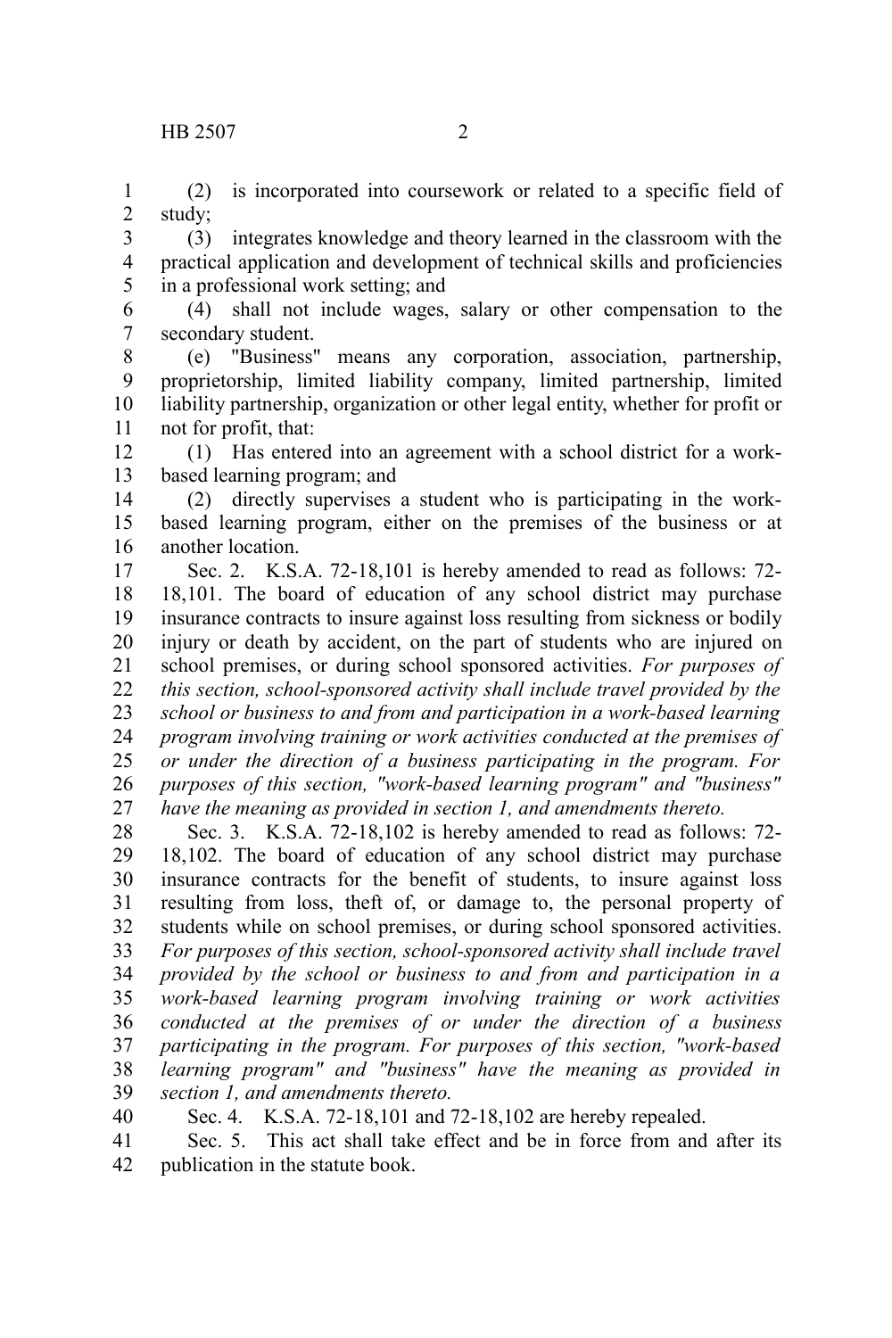(2) is incorporated into coursework or related to a specific field of study;

(3) integrates knowledge and theory learned in the classroom with the practical application and development of technical skills and proficiencies in a professional work setting; and

(4) shall not include wages, salary or other compensation to the secondary student.

(e) "Business" means any corporation, association, partnership, proprietorship, limited liability company, limited partnership, limited liability partnership, organization or other legal entity, whether for profit or not for profit, that:

(1) Has entered into an agreement with a school district for a work-based learning program; and

(2) directly supervises a student who is participating in the work-based learning program, either on the premises of the business or at another location.

Sec. 2. K.S.A. 72-18,101 is hereby amended to read as follows: 72-18,101. The board of education of any school district may purchase insurance contracts to insure against loss resulting from sickness or bodily injury or death by accident, on the part of students who are injured on school premises, or during school sponsored activities. *For purposes of this section, school-sponsored activity shall include travel provided by the school or business to and from and participation in a work-based learning program involving training or work activities conducted at the premises of or under the direction of a business participating in the program. For purposes of this section, "work-based learning program" and "business" have the meaning as provided in section 1, and amendments thereto.*

Sec. 3. K.S.A. 72-18,102 is hereby amended to read as follows: 72-18,102. The board of education of any school district may purchase insurance contracts for the benefit of students, to insure against loss resulting from loss, theft of, or damage to, the personal property of students while on school premises, or during school sponsored activities. *For purposes of this section, school-sponsored activity shall include travel provided by the school or business to and from and participation in a work-based learning program involving training or work activities conducted at the premises of or under the direction of a business participating in the program. For purposes of this section, "work-based learning program" and "business" have the meaning as provided in section 1, and amendments thereto.*

Sec. 4. K.S.A. 72-18,101 and 72-18,102 are hereby repealed.

Sec. 5. This act shall take effect and be in force from and after its publication in the statute book.